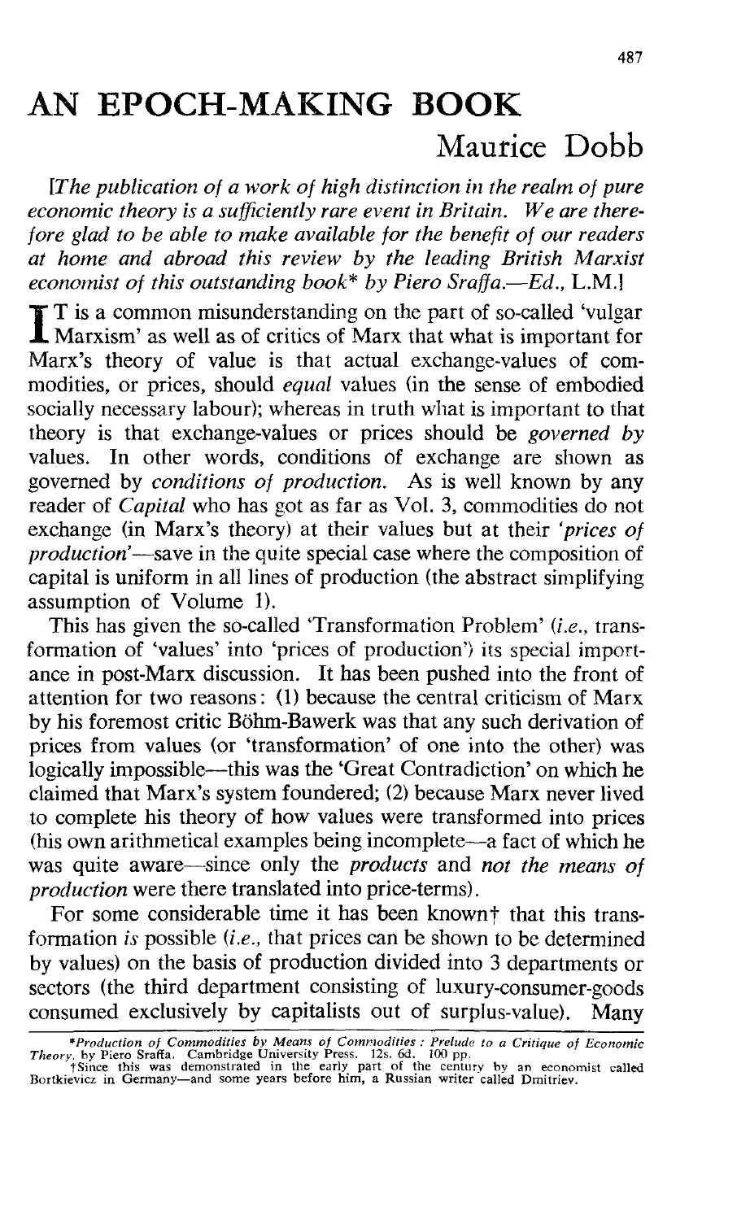# AN EPOCH-MAKING BOOK

## Maurice Dobb

*[The publication of a work of high distinction in the realm of pure economic theory is a sufficiently rare event in Britain. We are therefore glad to be able to make available for the benefit of our readers at home and abroad this review by the leading British Marxist economist of this outstanding book\* by Piero Sraffa.—Ed.,* L.M.]

It is a common misunderstanding on the part of so-called 'vulgar Marxism' as well as of critics of Marx that what is important for Marx's theory of value is that actual exchange-values of commodities, or prices, should *equal* values (in the sense of embodied socially necessary labour); whereas in truth what is important to that theory is that exchange-values or prices should be *governed by* values. In other words, conditions of exchange are shown as governed by *conditions of production.* As is well known by any reader of *Capital* who has got as far as Vol. 3, commodities do not exchange (in Marx's theory) at their values but at their *'prices of production'*—save in the quite special case where the composition of capital is uniform in all lines of production (the abstract simplifying assumption of Volume 1).

This has given the so-called 'Transformation Problem' (*i.e.*, transformation of 'values' into 'prices of production') its special importance in post-Marx discussion. It has been pushed into the front of attention for two reasons: (1) because the central criticism of Marx by his foremost critic Böhm-Bawerk was that any such derivation of prices from values (or 'transformation' of one into the other) was logically impossible—this was the 'Great Contradiction' on which he claimed that Marx's system foundered; (2) because Marx never lived to complete his theory of how values were transformed into prices (his own arithmetical examples being incomplete—a fact of which he was quite aware—since only the *products* and *not the means of production* were there translated into price-terms).

For some considerable time it has been known† that this transformation *is* possible (*i.e.*, that prices can be shown to be determined by values) on the basis of production divided into 3 departments or sectors (the third department consisting of luxury-consumer-goods consumed exclusively by capitalists out of surplus-value). Many

---

\**Production of Commodities by Means of Commodities: Prelude to a Critique of Economic Theory*, by Piero Sraffa. Cambridge University Press. 12s. 6d. 100 pp.

†Since this was demonstrated in the early part of the century by an economist called Bortkievicz in Germany—and some years before him, a Russian writer called Dmitriev.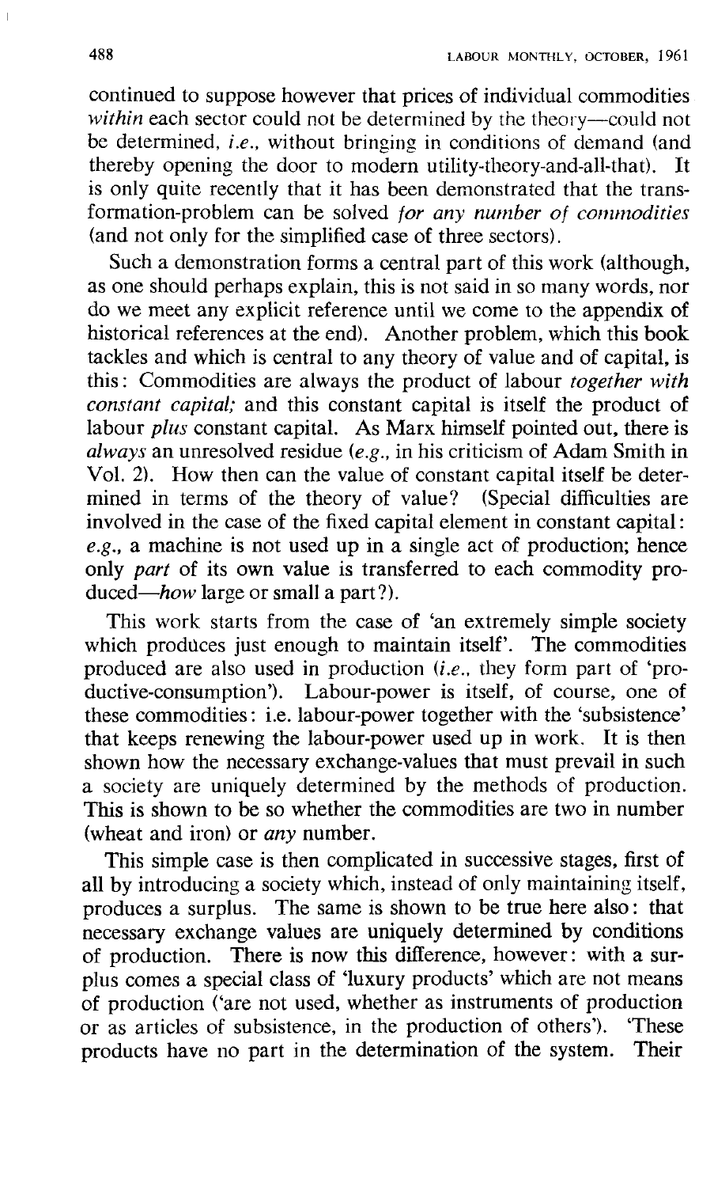continued to suppose however that prices of individual commodities *within* each sector could not be determined by the theory—could not be determined, *i.e.*, without bringing in conditions of demand (and thereby opening the door to modern utility-theory-and-all-that). It is only quite recently that it has been demonstrated that the transformation-problem can be solved *for any number of commodities* (and not only for the simplified case of three sectors).

Such a demonstration forms a central part of this work (although, as one should perhaps explain, this is not said in so many words, nor do we meet any explicit reference until we come to the appendix of historical references at the end). Another problem, which this book tackles and which is central to any theory of value and of capital, is this: Commodities are always the product of labour *together with constant capital;* and this constant capital is itself the product of labour *plus* constant capital. As Marx himself pointed out, there is *always* an unresolved residue (*e.g.*, in his criticism of Adam Smith in Vol. 2). How then can the value of constant capital itself be determined in terms of the theory of value? (Special difficulties are involved in the case of the fixed capital element in constant capital: *e.g.*, a machine is not used up in a single act of production; hence only *part* of its own value is transferred to each commodity produced—*how* large or small a part?).

This work starts from the case of 'an extremely simple society which produces just enough to maintain itself'. The commodities produced are also used in production (*i.e.*, they form part of 'productive-consumption'). Labour-power is itself, of course, one of these commodities: i.e. labour-power together with the 'subsistence' that keeps renewing the labour-power used up in work. It is then shown how the necessary exchange-values that must prevail in such a society are uniquely determined by the methods of production. This is shown to be so whether the commodities are two in number (wheat and iron) or *any* number.

This simple case is then complicated in successive stages, first of all by introducing a society which, instead of only maintaining itself, produces a surplus. The same is shown to be true here also: that necessary exchange values are uniquely determined by conditions of production. There is now this difference, however: with a surplus comes a special class of 'luxury products' which are not means of production ('are not used, whether as instruments of production or as articles of subsistence, in the production of others'). 'These products have no part in the determination of the system. Their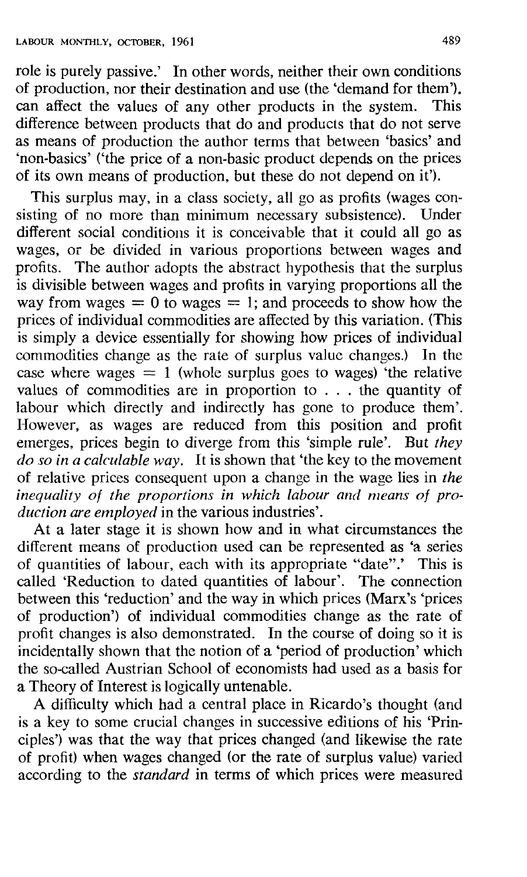role is purely passive.' In other words, neither their own conditions of production, nor their destination and use (the 'demand for them'), can affect the values of any other products in the system. This difference between products that do and products that do not serve as means of production the author terms that between 'basics' and 'non-basics' ('the price of a non-basic product depends on the prices of its own means of production, but these do not depend on it').

This surplus may, in a class society, all go as profits (wages consisting of no more than minimum necessary subsistence). Under different social conditions it is conceivable that it could all go as wages, or be divided in various proportions between wages and profits. The author adopts the abstract hypothesis that the surplus is divisible between wages and profits in varying proportions all the way from wages = 0 to wages = 1; and proceeds to show how the prices of individual commodities are affected by this variation. (This is simply a device essentially for showing how prices of individual commodities change as the rate of surplus value changes.) In the case where wages = 1 (whole surplus goes to wages) 'the relative values of commodities are in proportion to . . . the quantity of labour which directly and indirectly has gone to produce them'. However, as wages are reduced from this position and profit emerges, prices begin to diverge from this 'simple rule'. But *they do so in a calculable way*. It is shown that 'the key to the movement of relative prices consequent upon a change in the wage lies in *the inequality of the proportions in which labour and means of production are employed* in the various industries'.

At a later stage it is shown how and in what circumstances the different means of production used can be represented as 'a series of quantities of labour, each with its appropriate "date".' This is called 'Reduction to dated quantities of labour'. The connection between this 'reduction' and the way in which prices (Marx's 'prices of production') of individual commodities change as the rate of profit changes is also demonstrated. In the course of doing so it is incidentally shown that the notion of a 'period of production' which the so-called Austrian School of economists had used as a basis for a Theory of Interest is logically untenable.

A difficulty which had a central place in Ricardo's thought (and is a key to some crucial changes in successive editions of his 'Principles') was that the way that prices changed (and likewise the rate of profit) when wages changed (or the rate of surplus value) varied according to the *standard* in terms of which prices were measured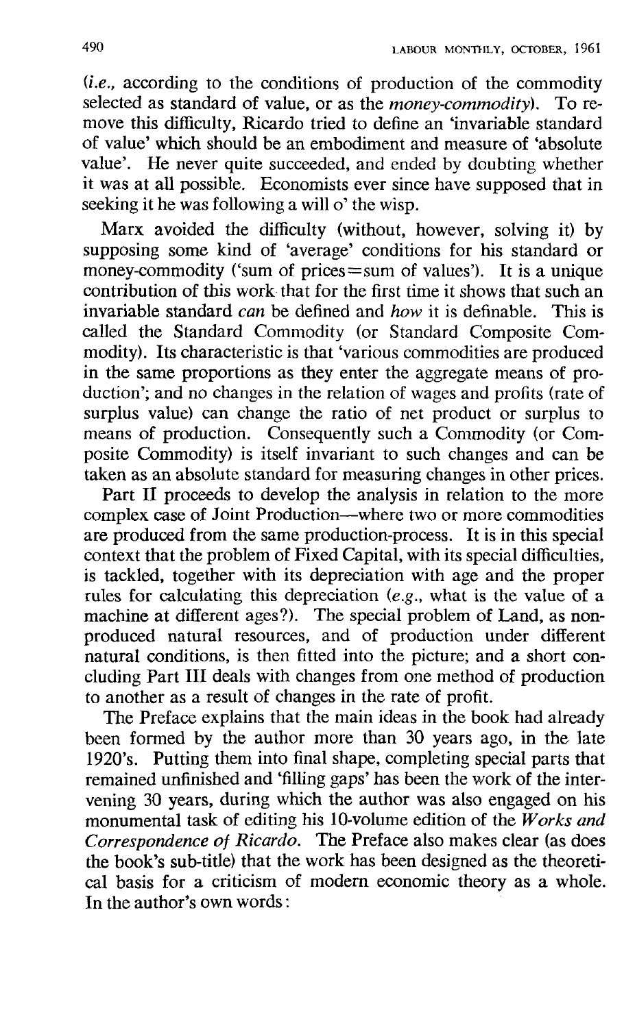(*i.e.*, according to the conditions of production of the commodity selected as standard of value, or as the *money-commodity*). To remove this difficulty, Ricardo tried to define an 'invariable standard of value' which should be an embodiment and measure of 'absolute value'. He never quite succeeded, and ended by doubting whether it was at all possible. Economists ever since have supposed that in seeking it he was following a will o' the wisp.

Marx avoided the difficulty (without, however, solving it) by supposing some kind of 'average' conditions for his standard or money-commodity ('sum of prices = sum of values'). It is a unique contribution of this work that for the first time it shows that such an invariable standard *can* be defined and *how* it is definable. This is called the Standard Commodity (or Standard Composite Commodity). Its characteristic is that 'various commodities are produced in the same proportions as they enter the aggregate means of production'; and no changes in the relation of wages and profits (rate of surplus value) can change the ratio of net product or surplus to means of production. Consequently such a Commodity (or Composite Commodity) is itself invariant to such changes and can be taken as an absolute standard for measuring changes in other prices.

Part II proceeds to develop the analysis in relation to the more complex case of Joint Production—where two or more commodities are produced from the same production-process. It is in this special context that the problem of Fixed Capital, with its special difficulties, is tackled, together with its depreciation with age and the proper rules for calculating this depreciation (*e.g.*, what is the value of a machine at different ages?). The special problem of Land, as non-produced natural resources, and of production under different natural conditions, is then fitted into the picture; and a short concluding Part III deals with changes from one method of production to another as a result of changes in the rate of profit.

The Preface explains that the main ideas in the book had already been formed by the author more than 30 years ago, in the late 1920's. Putting them into final shape, completing special parts that remained unfinished and 'filling gaps' has been the work of the intervening 30 years, during which the author was also engaged on his monumental task of editing his 10-volume edition of the *Works and Correspondence of Ricardo*. The Preface also makes clear (as does the book's sub-title) that the work has been designed as the theoretical basis for a criticism of modern economic theory as a whole. In the author's own words: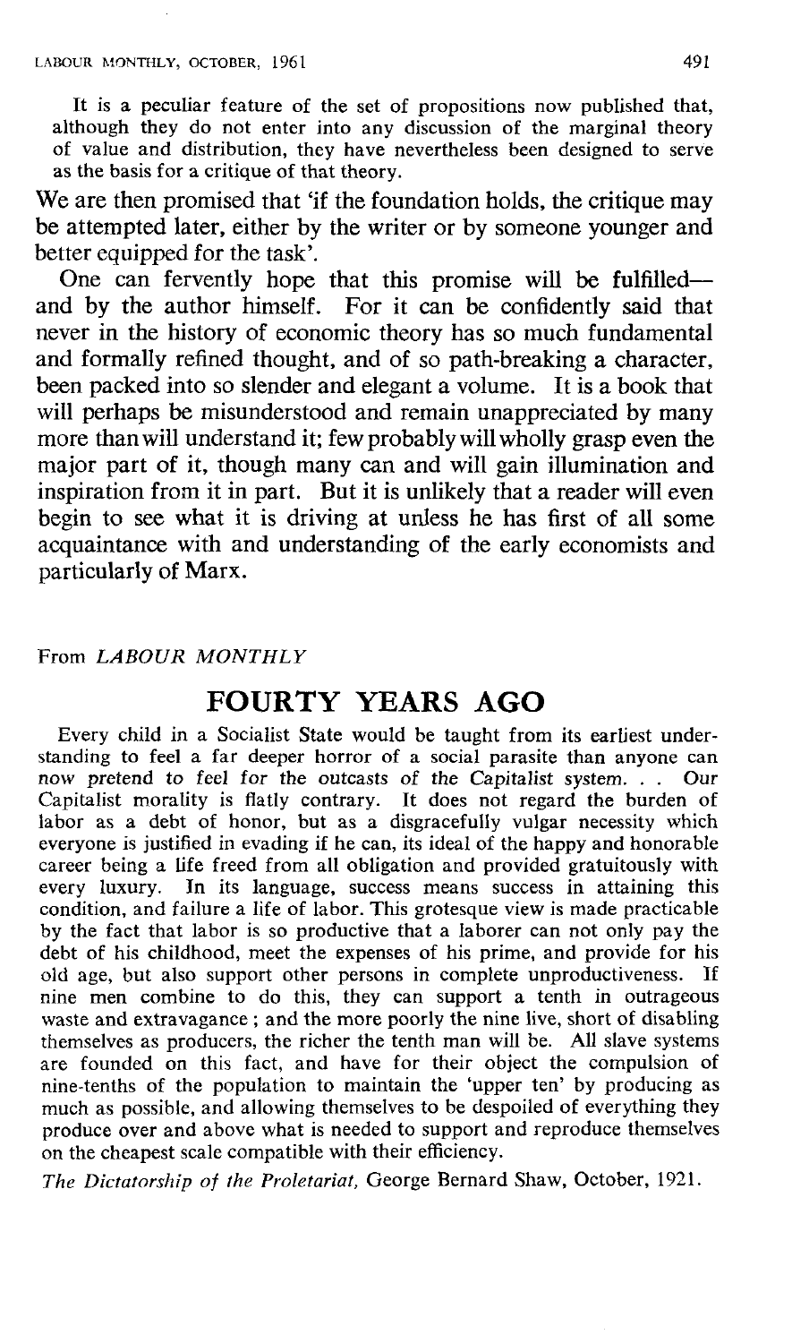It is a peculiar feature of the set of propositions now published that, although they do not enter into any discussion of the marginal theory of value and distribution, they have nevertheless been designed to serve as the basis for a critique of that theory.

We are then promised that 'if the foundation holds, the critique may be attempted later, either by the writer or by someone younger and better equipped for the task'.

One can fervently hope that this promise will be fulfilled—and by the author himself. For it can be confidently said that never in the history of economic theory has so much fundamental and formally refined thought, and of so path-breaking a character, been packed into so slender and elegant a volume. It is a book that will perhaps be misunderstood and remain unappreciated by many more than will understand it; few probably will wholly grasp even the major part of it, though many can and will gain illumination and inspiration from it in part. But it is unlikely that a reader will even begin to see what it is driving at unless he has first of all some acquaintance with and understanding of the early economists and particularly of Marx.

From *LABOUR MONTHLY*

## FOURTY YEARS AGO

Every child in a Socialist State would be taught from its earliest understanding to feel a far deeper horror of a social parasite than anyone can now pretend to feel for the outcasts of the Capitalist system. . . Our Capitalist morality is flatly contrary. It does not regard the burden of labor as a debt of honor, but as a disgracefully vulgar necessity which everyone is justified in evading if he can, its ideal of the happy and honorable career being a life freed from all obligation and provided gratuitously with every luxury. In its language, success means success in attaining this condition, and failure a life of labor. This grotesque view is made practicable by the fact that labor is so productive that a laborer can not only pay the debt of his childhood, meet the expenses of his prime, and provide for his old age, but also support other persons in complete unproductiveness. If nine men combine to do this, they can support a tenth in outrageous waste and extravagance ; and the more poorly the nine live, short of disabling themselves as producers, the richer the tenth man will be. All slave systems are founded on this fact, and have for their object the compulsion of nine-tenths of the population to maintain the 'upper ten' by producing as much as possible, and allowing themselves to be despoiled of everything they produce over and above what is needed to support and reproduce themselves on the cheapest scale compatible with their efficiency.

*The Dictatorship of the Proletariat,* George Bernard Shaw, October, 1921.